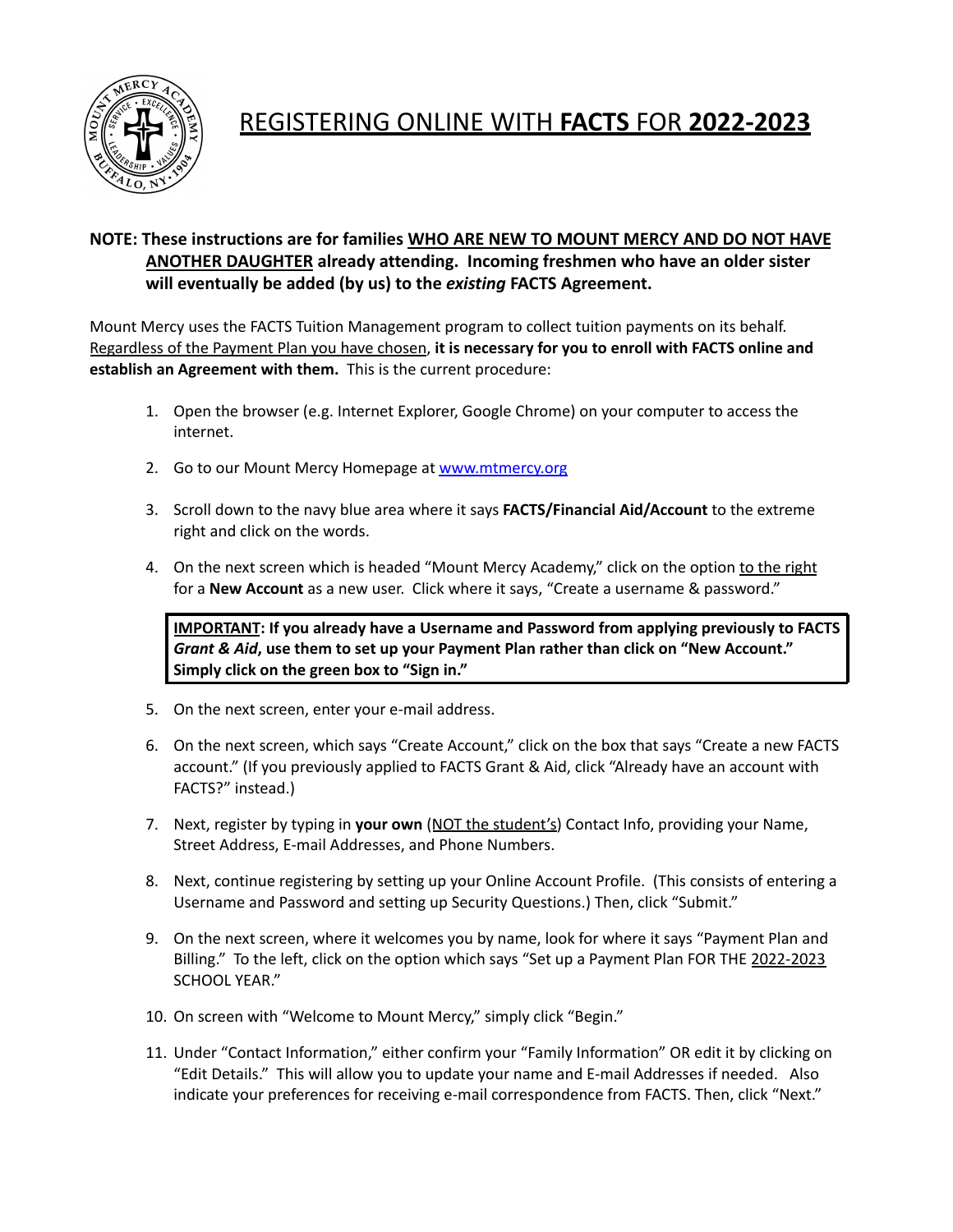# REGISTERING ONLINE WITH **FACTS** FOR **2022-2023**

**NOTE: These instructions are for families WHO ARE NEW TO MOUNT MERCY AND DO NOT HAVE ANOTHER DAUGHTER already attending. Incoming freshmen who have an older sister will eventually be added (by us) to the *existing* FACTS Agreement.**

Mount Mercy uses the FACTS Tuition Management program to collect tuition payments on its behalf. Regardless of the Payment Plan you have chosen, **it is necessary for you to enroll with FACTS online and establish an Agreement with them.** This is the current procedure:

1. Open the browser (e.g. Internet Explorer, Google Chrome) on your computer to access the internet.
2. Go to our Mount Mercy Homepage at [www.mtmercy.org](http://www.mtmercy.org)
3. Scroll down to the navy blue area where it says **FACTS/Financial Aid/Account** to the extreme right and click on the words.
4. On the next screen which is headed "Mount Mercy Academy," click on the option to the right for a **New Account** as a new user. Click where it says, "Create a username & password."

   > **IMPORTANT: If you already have a Username and Password from applying previously to FACTS *Grant & Aid*, use them to set up your Payment Plan rather than click on "New Account." Simply click on the green box to "Sign in."**

5. On the next screen, enter your e-mail address.
6. On the next screen, which says "Create Account," click on the box that says "Create a new FACTS account." (If you previously applied to FACTS Grant & Aid, click "Already have an account with FACTS?" instead.)
7. Next, register by typing in **your own** (NOT the student's) Contact Info, providing your Name, Street Address, E-mail Addresses, and Phone Numbers.
8. Next, continue registering by setting up your Online Account Profile. (This consists of entering a Username and Password and setting up Security Questions.) Then, click "Submit."
9. On the next screen, where it welcomes you by name, look for where it says "Payment Plan and Billing." To the left, click on the option which says "Set up a Payment Plan FOR THE 2022-2023 SCHOOL YEAR."
10. On screen with "Welcome to Mount Mercy," simply click "Begin."
11. Under "Contact Information," either confirm your "Family Information" OR edit it by clicking on "Edit Details." This will allow you to update your name and E-mail Addresses if needed. Also indicate your preferences for receiving e-mail correspondence from FACTS. Then, click "Next."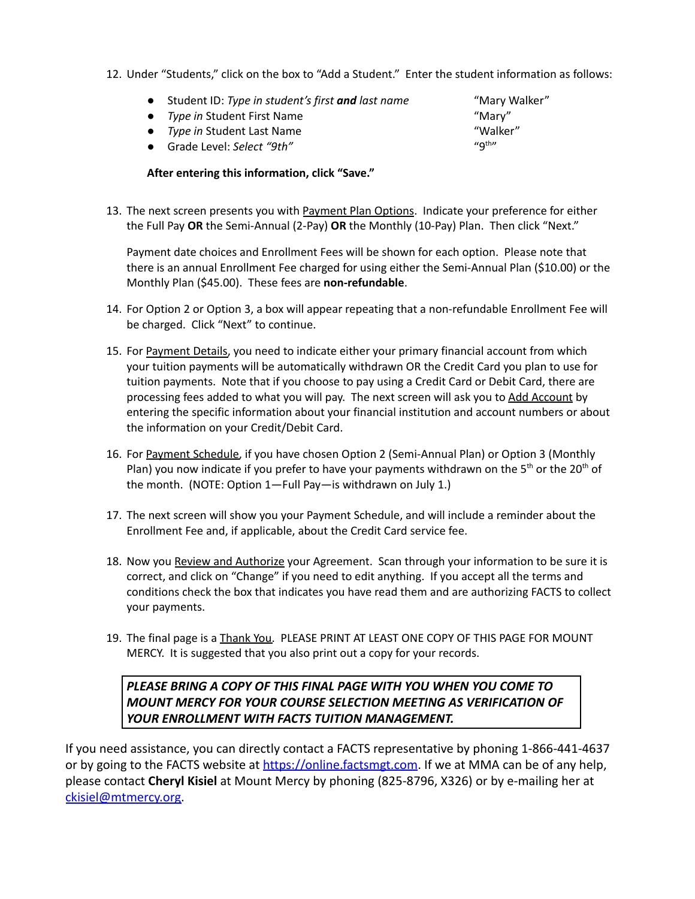12. Under “Students,” click on the box to “Add a Student.” Enter the student information as follows:

    - Student ID: *Type in student’s first **and** last name* “Mary Walker”
    - *Type in* Student First Name “Mary”
    - *Type in* Student Last Name “Walker”
    - Grade Level: *Select “9th”* “9th”

    **After entering this information, click “Save.”**

13. The next screen presents you with Payment Plan Options. Indicate your preference for either the Full Pay **OR** the Semi-Annual (2-Pay) **OR** the Monthly (10-Pay) Plan. Then click “Next.”

    Payment date choices and Enrollment Fees will be shown for each option. Please note that there is an annual Enrollment Fee charged for using either the Semi-Annual Plan ($10.00) or the Monthly Plan ($45.00). These fees are **non-refundable**.

14. For Option 2 or Option 3, a box will appear repeating that a non-refundable Enrollment Fee will be charged. Click “Next” to continue.

15. For Payment Details, you need to indicate either your primary financial account from which your tuition payments will be automatically withdrawn OR the Credit Card you plan to use for tuition payments. Note that if you choose to pay using a Credit Card or Debit Card, there are processing fees added to what you will pay. The next screen will ask you to Add Account by entering the specific information about your financial institution and account numbers or about the information on your Credit/Debit Card.

16. For Payment Schedule, if you have chosen Option 2 (Semi-Annual Plan) or Option 3 (Monthly Plan) you now indicate if you prefer to have your payments withdrawn on the 5th or the 20th of the month. (NOTE: Option 1—Full Pay—is withdrawn on July 1.)

17. The next screen will show you your Payment Schedule, and will include a reminder about the Enrollment Fee and, if applicable, about the Credit Card service fee.

18. Now you Review and Authorize your Agreement. Scan through your information to be sure it is correct, and click on “Change” if you need to edit anything. If you accept all the terms and conditions check the box that indicates you have read them and are authorizing FACTS to collect your payments.

19. The final page is a Thank You. PLEASE PRINT AT LEAST ONE COPY OF THIS PAGE FOR MOUNT MERCY. It is suggested that you also print out a copy for your records.

***PLEASE BRING A COPY OF THIS FINAL PAGE WITH YOU WHEN YOU COME TO MOUNT MERCY FOR YOUR COURSE SELECTION MEETING AS VERIFICATION OF YOUR ENROLLMENT WITH FACTS TUITION MANAGEMENT.***

If you need assistance, you can directly contact a FACTS representative by phoning 1-866-441-4637 or by going to the FACTS website at https://online.factsmgt.com. If we at MMA can be of any help, please contact **Cheryl Kisiel** at Mount Mercy by phoning (825-8796, X326) or by e-mailing her at ckisiel@mtmercy.org.